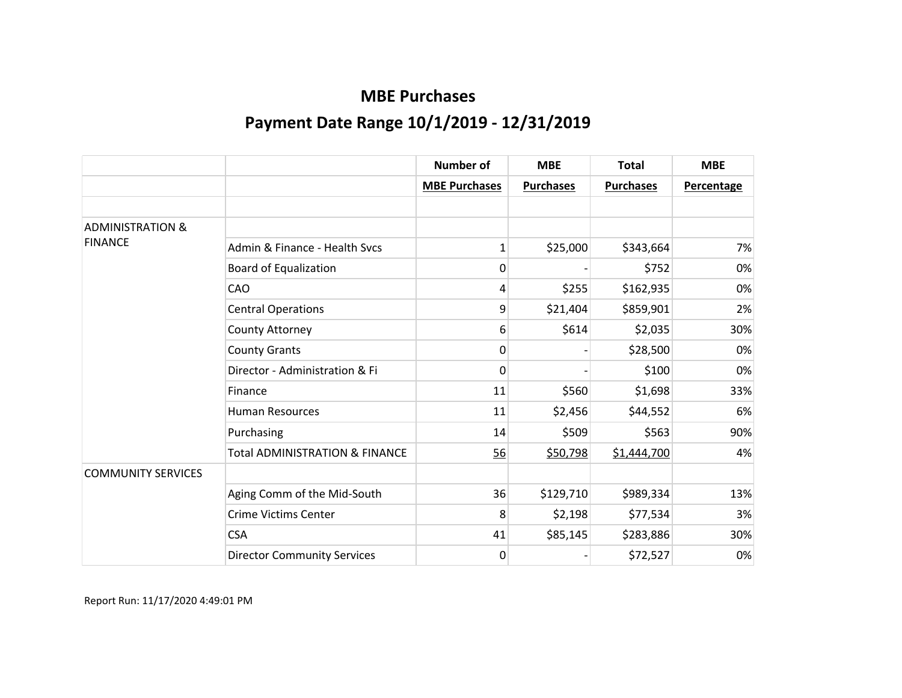# MBE Purchases

## Payment Date Range 10/1/2019 - 12/31/2019

| | | Number of | MBE | Total | MBE |
|---|---|---|---|---|---|
| | | MBE Purchases | Purchases | Purchases | Percentage |
| | | | | | |
| ADMINISTRATION & FINANCE | | | | | |
| | Admin & Finance - Health Svcs | 1 | $25,000 | $343,664 | 7% |
| | Board of Equalization | 0 | - | $752 | 0% |
| | CAO | 4 | $255 | $162,935 | 0% |
| | Central Operations | 9 | $21,404 | $859,901 | 2% |
| | County Attorney | 6 | $614 | $2,035 | 30% |
| | County Grants | 0 | - | $28,500 | 0% |
| | Director - Administration & Fi | 0 | - | $100 | 0% |
| | Finance | 11 | $560 | $1,698 | 33% |
| | Human Resources | 11 | $2,456 | $44,552 | 6% |
| | Purchasing | 14 | $509 | $563 | 90% |
| | Total ADMINISTRATION & FINANCE | 56 | $50,798 | $1,444,700 | 4% |
| COMMUNITY SERVICES | | | | | |
| | Aging Comm of the Mid-South | 36 | $129,710 | $989,334 | 13% |
| | Crime Victims Center | 8 | $2,198 | $77,534 | 3% |
| | CSA | 41 | $85,145 | $283,886 | 30% |
| | Director Community Services | 0 | - | $72,527 | 0% |

Report Run: 11/17/2020 4:49:01 PM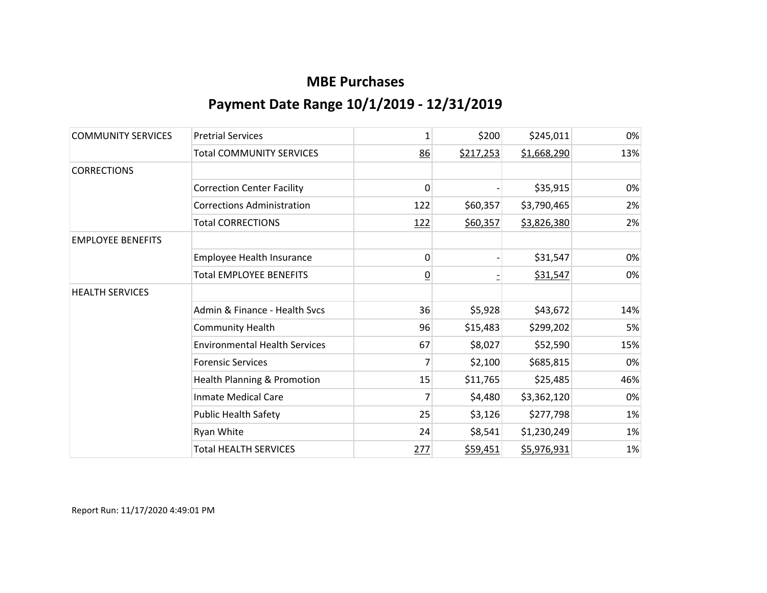## MBE Purchases

## Payment Date Range 10/1/2019 - 12/31/2019

| | | | | | |
|---|---|---|---|---|---|
| COMMUNITY SERVICES | Pretrial Services | 1 | $200 | $245,011 | 0% |
| | Total COMMUNITY SERVICES | 86 | $217,253 | $1,668,290 | 13% |
| CORRECTIONS | | | | | |
| | Correction Center Facility | 0 | - | $35,915 | 0% |
| | Corrections Administration | 122 | $60,357 | $3,790,465 | 2% |
| | Total CORRECTIONS | 122 | $60,357 | $3,826,380 | 2% |
| EMPLOYEE BENEFITS | | | | | |
| | Employee Health Insurance | 0 | - | $31,547 | 0% |
| | Total EMPLOYEE BENEFITS | 0 | - | $31,547 | 0% |
| HEALTH SERVICES | | | | | |
| | Admin & Finance - Health Svcs | 36 | $5,928 | $43,672 | 14% |
| | Community Health | 96 | $15,483 | $299,202 | 5% |
| | Environmental Health Services | 67 | $8,027 | $52,590 | 15% |
| | Forensic Services | 7 | $2,100 | $685,815 | 0% |
| | Health Planning & Promotion | 15 | $11,765 | $25,485 | 46% |
| | Inmate Medical Care | 7 | $4,480 | $3,362,120 | 0% |
| | Public Health Safety | 25 | $3,126 | $277,798 | 1% |
| | Ryan White | 24 | $8,541 | $1,230,249 | 1% |
| | Total HEALTH SERVICES | 277 | $59,451 | $5,976,931 | 1% |

Report Run: 11/17/2020 4:49:01 PM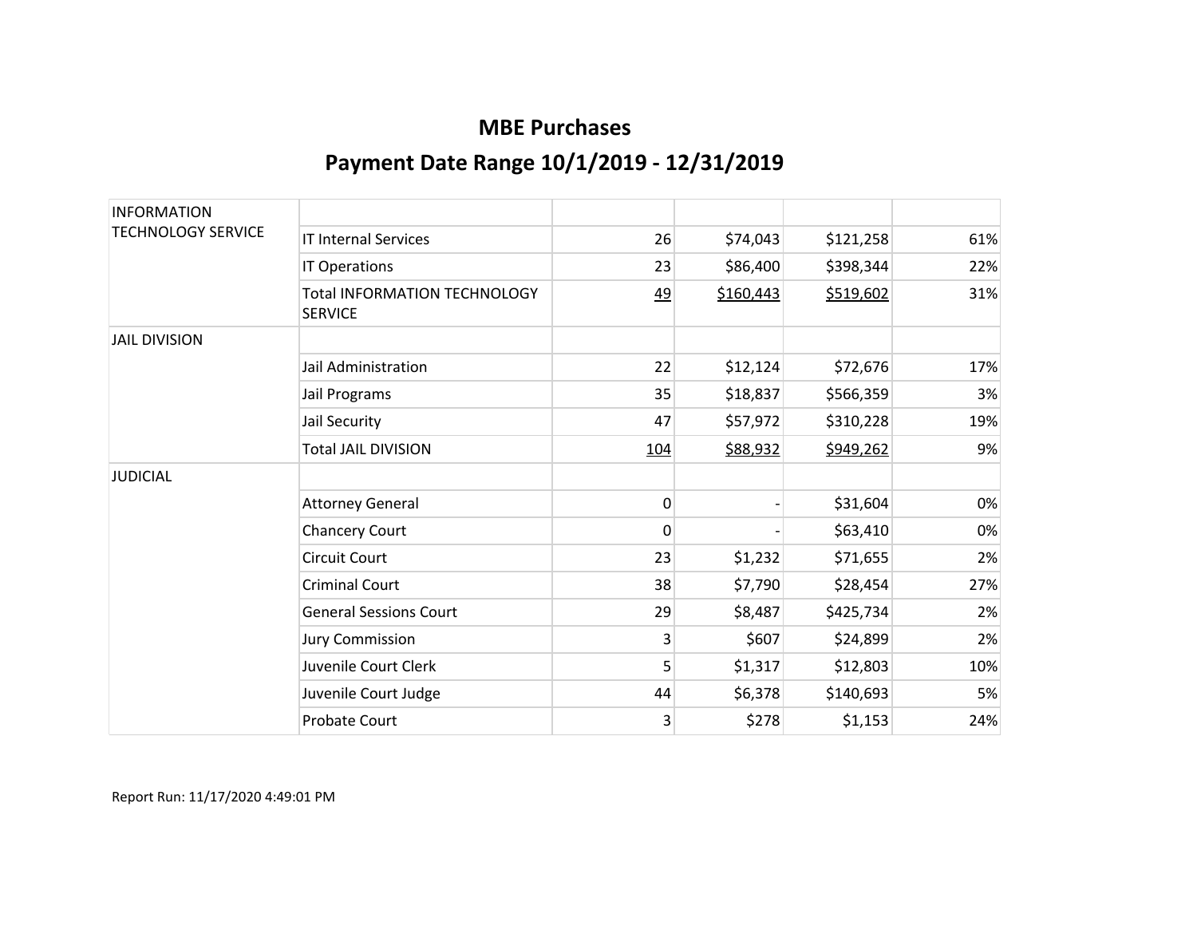# MBE Purchases

## Payment Date Range 10/1/2019 - 12/31/2019

| | | | | | |
|---|---|---|---|---|---|
| INFORMATION TECHNOLOGY SERVICE | | | | | |
| | IT Internal Services | 26 | $74,043 | $121,258 | 61% |
| | IT Operations | 23 | $86,400 | $398,344 | 22% |
| | Total INFORMATION TECHNOLOGY SERVICE | 49 | $160,443 | $519,602 | 31% |
| JAIL DIVISION | | | | | |
| | Jail Administration | 22 | $12,124 | $72,676 | 17% |
| | Jail Programs | 35 | $18,837 | $566,359 | 3% |
| | Jail Security | 47 | $57,972 | $310,228 | 19% |
| | Total JAIL DIVISION | 104 | $88,932 | $949,262 | 9% |
| JUDICIAL | | | | | |
| | Attorney General | 0 | - | $31,604 | 0% |
| | Chancery Court | 0 | - | $63,410 | 0% |
| | Circuit Court | 23 | $1,232 | $71,655 | 2% |
| | Criminal Court | 38 | $7,790 | $28,454 | 27% |
| | General Sessions Court | 29 | $8,487 | $425,734 | 2% |
| | Jury Commission | 3 | $607 | $24,899 | 2% |
| | Juvenile Court Clerk | 5 | $1,317 | $12,803 | 10% |
| | Juvenile Court Judge | 44 | $6,378 | $140,693 | 5% |
| | Probate Court | 3 | $278 | $1,153 | 24% |

Report Run: 11/17/2020 4:49:01 PM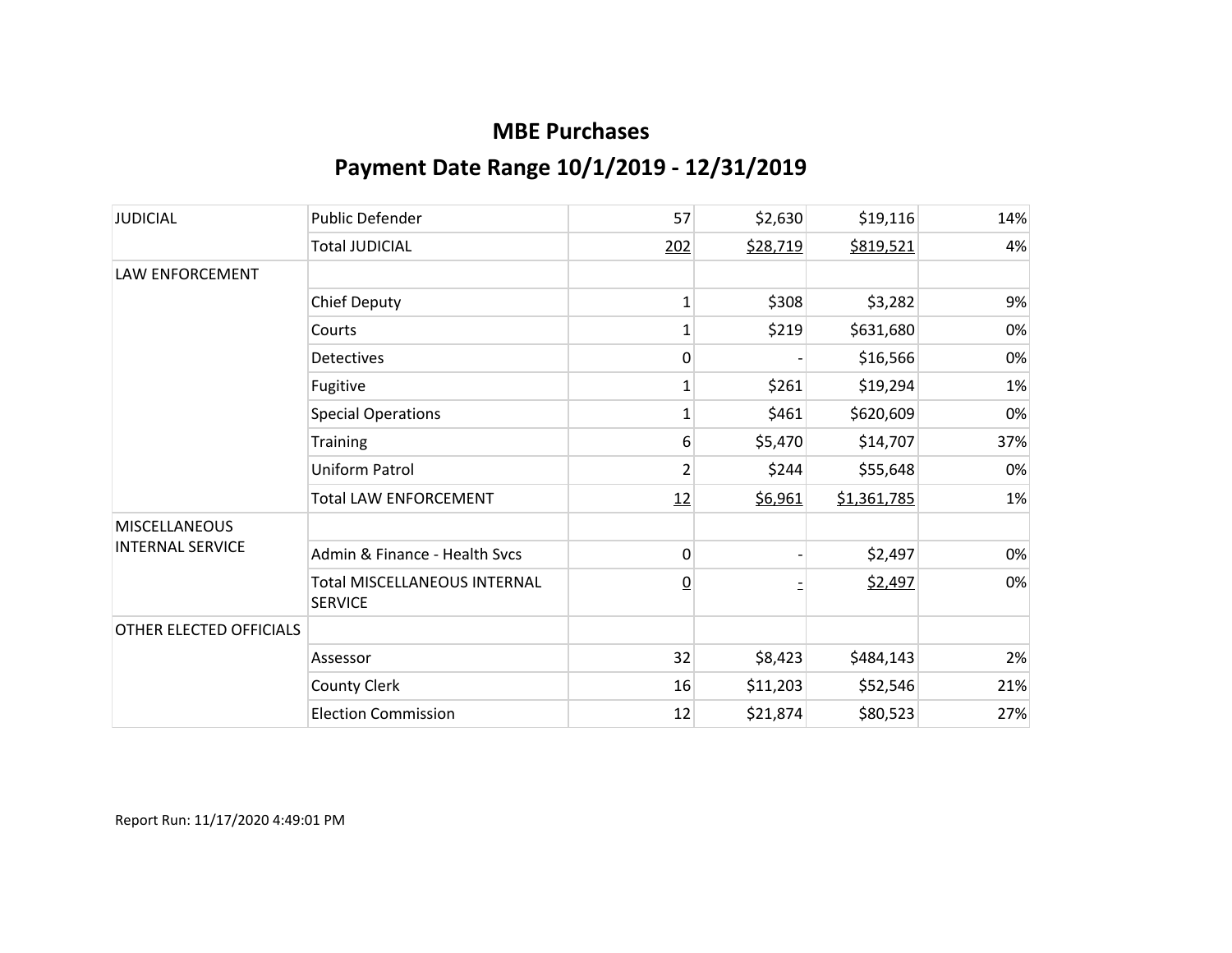## MBE Purchases

## Payment Date Range 10/1/2019 - 12/31/2019

| | | | | | |
|---|---|---|---|---|---|
| JUDICIAL | Public Defender | 57 | $2,630 | $19,116 | 14% |
| | Total JUDICIAL | 202 | $28,719 | $819,521 | 4% |
| LAW ENFORCEMENT | | | | | |
| | Chief Deputy | 1 | $308 | $3,282 | 9% |
| | Courts | 1 | $219 | $631,680 | 0% |
| | Detectives | 0 | - | $16,566 | 0% |
| | Fugitive | 1 | $261 | $19,294 | 1% |
| | Special Operations | 1 | $461 | $620,609 | 0% |
| | Training | 6 | $5,470 | $14,707 | 37% |
| | Uniform Patrol | 2 | $244 | $55,648 | 0% |
| | Total LAW ENFORCEMENT | 12 | $6,961 | $1,361,785 | 1% |
| MISCELLANEOUS INTERNAL SERVICE | | | | | |
| | Admin & Finance - Health Svcs | 0 | - | $2,497 | 0% |
| | Total MISCELLANEOUS INTERNAL SERVICE | 0 | - | $2,497 | 0% |
| OTHER ELECTED OFFICIALS | | | | | |
| | Assessor | 32 | $8,423 | $484,143 | 2% |
| | County Clerk | 16 | $11,203 | $52,546 | 21% |
| | Election Commission | 12 | $21,874 | $80,523 | 27% |

Report Run: 11/17/2020 4:49:01 PM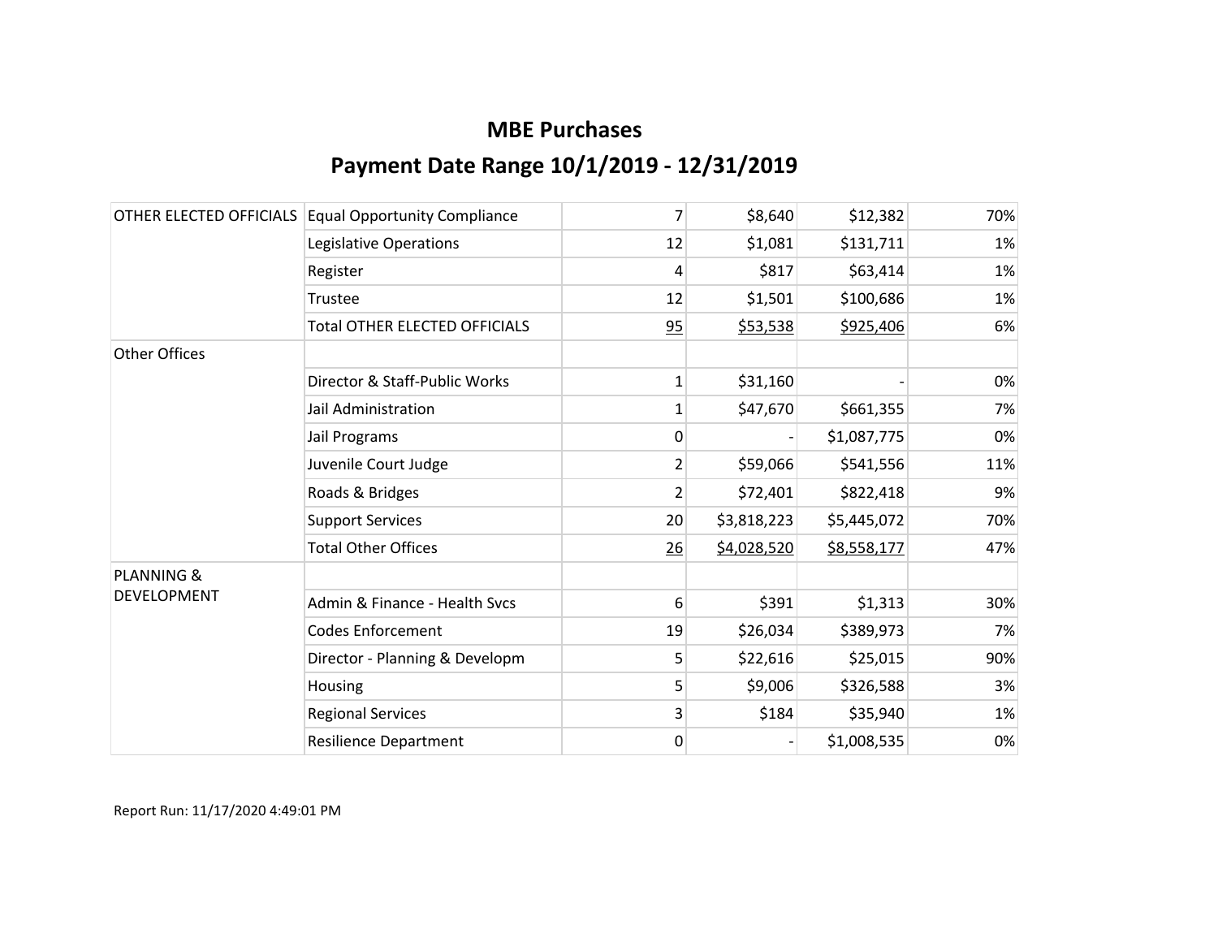# MBE Purchases

## Payment Date Range 10/1/2019 - 12/31/2019

| | | | | | |
|---|---|---|---|---|---|
| OTHER ELECTED OFFICIALS | Equal Opportunity Compliance | 7 | $8,640 | $12,382 | 70% |
| | Legislative Operations | 12 | $1,081 | $131,711 | 1% |
| | Register | 4 | $817 | $63,414 | 1% |
| | Trustee | 12 | $1,501 | $100,686 | 1% |
| | Total OTHER ELECTED OFFICIALS | 95 | $53,538 | $925,406 | 6% |
| Other Offices | | | | | |
| | Director & Staff-Public Works | 1 | $31,160 | - | 0% |
| | Jail Administration | 1 | $47,670 | $661,355 | 7% |
| | Jail Programs | 0 | - | $1,087,775 | 0% |
| | Juvenile Court Judge | 2 | $59,066 | $541,556 | 11% |
| | Roads & Bridges | 2 | $72,401 | $822,418 | 9% |
| | Support Services | 20 | $3,818,223 | $5,445,072 | 70% |
| | Total Other Offices | 26 | $4,028,520 | $8,558,177 | 47% |
| PLANNING & DEVELOPMENT | | | | | |
| | Admin & Finance - Health Svcs | 6 | $391 | $1,313 | 30% |
| | Codes Enforcement | 19 | $26,034 | $389,973 | 7% |
| | Director - Planning & Developm | 5 | $22,616 | $25,015 | 90% |
| | Housing | 5 | $9,006 | $326,588 | 3% |
| | Regional Services | 3 | $184 | $35,940 | 1% |
| | Resilience Department | 0 | - | $1,008,535 | 0% |

Report Run: 11/17/2020 4:49:01 PM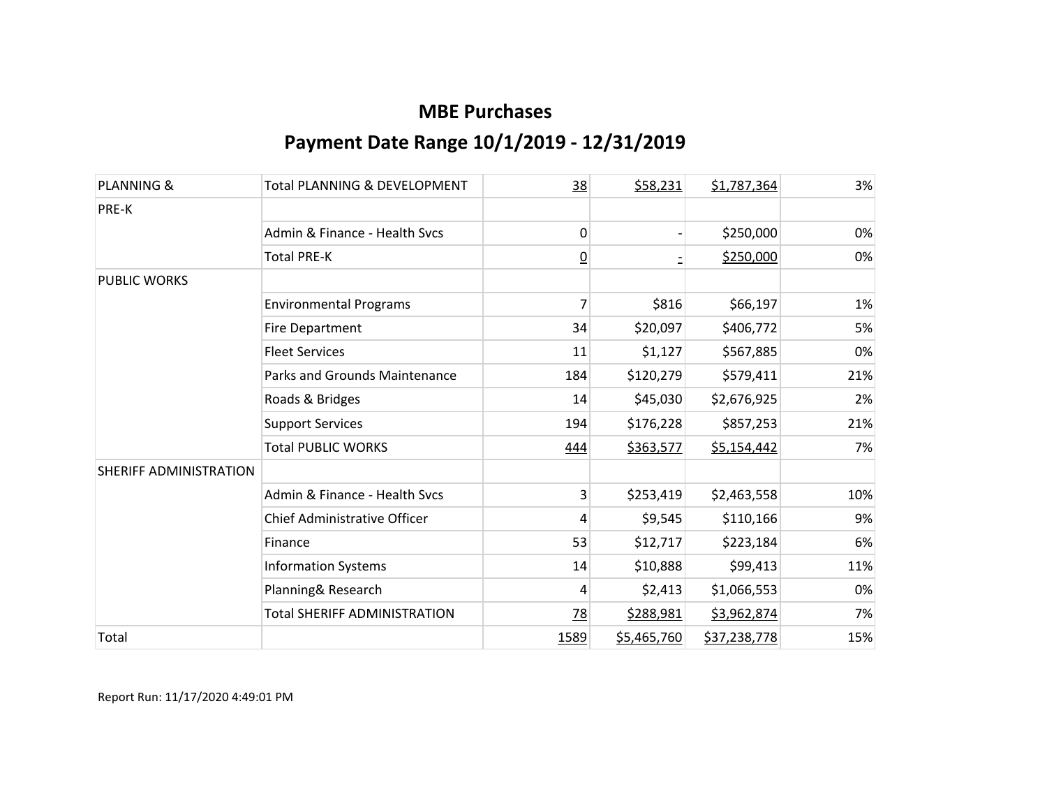# MBE Purchases

## Payment Date Range 10/1/2019 - 12/31/2019

| | | | | | |
|---|---|---|---|---|---|
| PLANNING & | Total PLANNING & DEVELOPMENT | 38 | $58,231 | $1,787,364 | 3% |
| PRE-K | | | | | |
| | Admin & Finance - Health Svcs | 0 | - | $250,000 | 0% |
| | Total PRE-K | 0 | - | $250,000 | 0% |
| PUBLIC WORKS | | | | | |
| | Environmental Programs | 7 | $816 | $66,197 | 1% |
| | Fire Department | 34 | $20,097 | $406,772 | 5% |
| | Fleet Services | 11 | $1,127 | $567,885 | 0% |
| | Parks and Grounds Maintenance | 184 | $120,279 | $579,411 | 21% |
| | Roads & Bridges | 14 | $45,030 | $2,676,925 | 2% |
| | Support Services | 194 | $176,228 | $857,253 | 21% |
| | Total PUBLIC WORKS | 444 | $363,577 | $5,154,442 | 7% |
| SHERIFF ADMINISTRATION | | | | | |
| | Admin & Finance - Health Svcs | 3 | $253,419 | $2,463,558 | 10% |
| | Chief Administrative Officer | 4 | $9,545 | $110,166 | 9% |
| | Finance | 53 | $12,717 | $223,184 | 6% |
| | Information Systems | 14 | $10,888 | $99,413 | 11% |
| | Planning& Research | 4 | $2,413 | $1,066,553 | 0% |
| | Total SHERIFF ADMINISTRATION | 78 | $288,981 | $3,962,874 | 7% |
| Total | | 1589 | $5,465,760 | $37,238,778 | 15% |

Report Run: 11/17/2020 4:49:01 PM